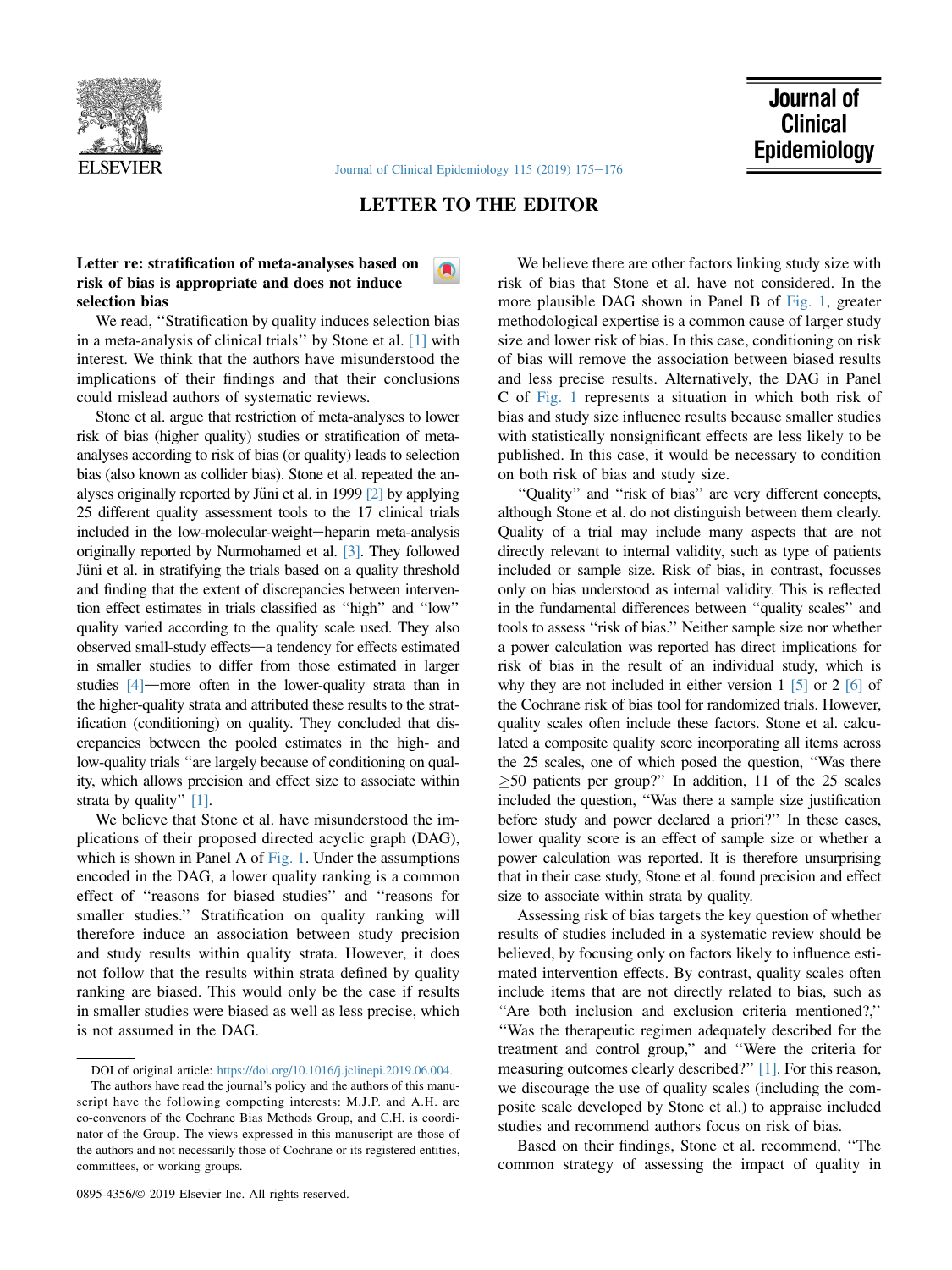## LETTER TO THE EDITOR

### Letter re: stratification of meta-analyses based on risk of bias is appropriate and does not induce selection bias

We read, ''Stratification by quality induces selection bias in a meta-analysis of clinical trials'' by Stone et al. [1] with interest. We think that the authors have misunderstood the implications of their findings and that their conclusions could mislead authors of systematic reviews.

Stone et al. argue that restriction of meta-analyses to lower risk of bias (higher quality) studies or stratification of meta-analyses according to risk of bias (or quality) leads to selection bias (also known as collider bias). Stone et al. repeated the analyses originally reported by Jüni et al. in 1999 [2] by applying 25 different quality assessment tools to the 17 clinical trials included in the low-molecular-weight−heparin meta-analysis originally reported by Nurmohamed et al. [3]. They followed Jüni et al. in stratifying the trials based on a quality threshold and finding that the extent of discrepancies between intervention effect estimates in trials classified as ''high'' and ''low'' quality varied according to the quality scale used. They also observed small-study effects—a tendency for effects estimated in smaller studies to differ from those estimated in larger studies [4]—more often in the lower-quality strata than in the higher-quality strata and attributed these results to the stratification (conditioning) on quality. They concluded that discrepancies between the pooled estimates in the high- and low-quality trials ''are largely because of conditioning on quality, which allows precision and effect size to associate within strata by quality'' [1].

We believe that Stone et al. have misunderstood the implications of their proposed directed acyclic graph (DAG), which is shown in Panel A of Fig. 1. Under the assumptions encoded in the DAG, a lower quality ranking is a common effect of ''reasons for biased studies'' and ''reasons for smaller studies.'' Stratification on quality ranking will therefore induce an association between study precision and study results within quality strata. However, it does not follow that the results within strata defined by quality ranking are biased. This would only be the case if results in smaller studies were biased as well as less precise, which is not assumed in the DAG.

We believe there are other factors linking study size with risk of bias that Stone et al. have not considered. In the more plausible DAG shown in Panel B of Fig. 1, greater methodological expertise is a common cause of larger study size and lower risk of bias. In this case, conditioning on risk of bias will remove the association between biased results and less precise results. Alternatively, the DAG in Panel C of Fig. 1 represents a situation in which both risk of bias and study size influence results because smaller studies with statistically nonsignificant effects are less likely to be published. In this case, it would be necessary to condition on both risk of bias and study size.

''Quality'' and ''risk of bias'' are very different concepts, although Stone et al. do not distinguish between them clearly. Quality of a trial may include many aspects that are not directly relevant to internal validity, such as type of patients included or sample size. Risk of bias, in contrast, focusses only on bias understood as internal validity. This is reflected in the fundamental differences between ''quality scales'' and tools to assess ''risk of bias.'' Neither sample size nor whether a power calculation was reported has direct implications for risk of bias in the result of an individual study, which is why they are not included in either version 1 [5] or 2 [6] of the Cochrane risk of bias tool for randomized trials. However, quality scales often include these factors. Stone et al. calculated a composite quality score incorporating all items across the 25 scales, one of which posed the question, ''Was there ≥50 patients per group?'' In addition, 11 of the 25 scales included the question, ''Was there a sample size justification before study and power declared a priori?'' In these cases, lower quality score is an effect of sample size or whether a power calculation was reported. It is therefore unsurprising that in their case study, Stone et al. found precision and effect size to associate within strata by quality.

Assessing risk of bias targets the key question of whether results of studies included in a systematic review should be believed, by focusing only on factors likely to influence estimated intervention effects. By contrast, quality scales often include items that are not directly related to bias, such as ''Are both inclusion and exclusion criteria mentioned?,'' ''Was the therapeutic regimen adequately described for the treatment and control group,'' and ''Were the criteria for measuring outcomes clearly described?'' [1]. For this reason, we discourage the use of quality scales (including the composite scale developed by Stone et al.) to appraise included studies and recommend authors focus on risk of bias.

Based on their findings, Stone et al. recommend, ''The common strategy of assessing the impact of quality in

---

DOI of original article: https://doi.org/10.1016/j.jclinepi.2019.06.004.

The authors have read the journal's policy and the authors of this manuscript have the following competing interests: M.J.P. and A.H. are co-convenors of the Cochrane Bias Methods Group, and C.H. is coordinator of the Group. The views expressed in this manuscript are those of the authors and not necessarily those of Cochrane or its registered entities, committees, or working groups.

0895-4356/© 2019 Elsevier Inc. All rights reserved.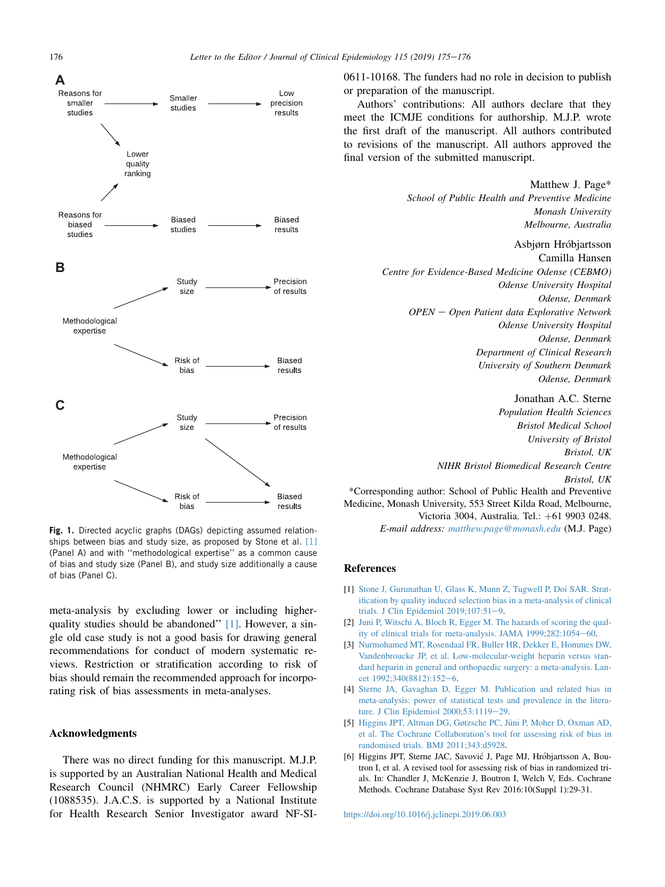A

Reasons for smaller studies

Smaller studies

Low precision results

Lower quality ranking

Reasons for biased studies

Biased studies

Biased results

B

Study size

Precision of results

Methodological expertise

Risk of bias

Biased results

C

Study size

Precision of results

Methodological expertise

Risk of bias

Biased results

**Fig. 1.** Directed acyclic graphs (DAGs) depicting assumed relationships between bias and study size, as proposed by Stone et al. [1] (Panel A) and with ''methodological expertise'' as a common cause of bias and study size (Panel B), and study size additionally a cause of bias (Panel C).

meta-analysis by excluding lower or including higher-quality studies should be abandoned'' [1]. However, a single old case study is not a good basis for drawing general recommendations for conduct of modern systematic reviews. Restriction or stratification according to risk of bias should remain the recommended approach for incorporating risk of bias assessments in meta-analyses.

## Acknowledgments

There was no direct funding for this manuscript. M.J.P. is supported by an Australian National Health and Medical Research Council (NHMRC) Early Career Fellowship (1088535). J.A.C.S. is supported by a National Institute for Health Research Senior Investigator award NF-SI-0611-10168. The funders had no role in decision to publish or preparation of the manuscript.

Authors' contributions: All authors declare that they meet the ICMJE conditions for authorship. M.J.P. wrote the first draft of the manuscript. All authors contributed to revisions of the manuscript. All authors approved the final version of the submitted manuscript.

Matthew J. Page*
*School of Public Health and Preventive Medicine*
*Monash University*
*Melbourne, Australia*

Asbjørn Hróbjartsson
Camilla Hansen
*Centre for Evidence-Based Medicine Odense (CEBMO)*
*Odense University Hospital*
*Odense, Denmark*
*OPEN – Open Patient data Explorative Network*
*Odense University Hospital*
*Odense, Denmark*
*Department of Clinical Research*
*University of Southern Denmark*
*Odense, Denmark*

Jonathan A.C. Sterne
*Population Health Sciences*
*Bristol Medical School*
*University of Bristol*
*Bristol, UK*
*NIHR Bristol Biomedical Research Centre*
*Bristol, UK*

*Corresponding author: School of Public Health and Preventive Medicine, Monash University, 553 Street Kilda Road, Melbourne, Victoria 3004, Australia. Tel.: +61 9903 0248.
*E-mail address:* matthew.page@monash.edu (M.J. Page)

## References

[1] Stone J, Gurunathan U, Glass K, Munn Z, Tugwell P, Doi SAR. Stratification by quality induced selection bias in a meta-analysis of clinical trials. J Clin Epidemiol 2019;107:51–9.

[2] Juni P, Witschi A, Bloch R, Egger M. The hazards of scoring the quality of clinical trials for meta-analysis. JAMA 1999;282:1054–60.

[3] Nurmohamed MT, Rosendaal FR, Buller HR, Dekker E, Hommes DW, Vandenbroucke JP, et al. Low-molecular-weight heparin versus standard heparin in general and orthopaedic surgery: a meta-analysis. Lancet 1992;340(8812):152–6.

[4] Sterne JA, Gavaghan D, Egger M. Publication and related bias in meta-analysis: power of statistical tests and prevalence in the literature. J Clin Epidemiol 2000;53:1119–29.

[5] Higgins JPT, Altman DG, Gøtzsche PC, Jüni P, Moher D, Oxman AD, et al. The Cochrane Collaboration's tool for assessing risk of bias in randomised trials. BMJ 2011;343:d5928.

[6] Higgins JPT, Sterne JAC, Savović J, Page MJ, Hróbjartsson A, Boutron I, et al. A revised tool for assessing risk of bias in randomized trials. In: Chandler J, McKenzie J, Boutron I, Welch V, Eds. Cochrane Methods. Cochrane Database Syst Rev 2016:10(Suppl 1):29-31.

https://doi.org/10.1016/j.jclinepi.2019.06.003